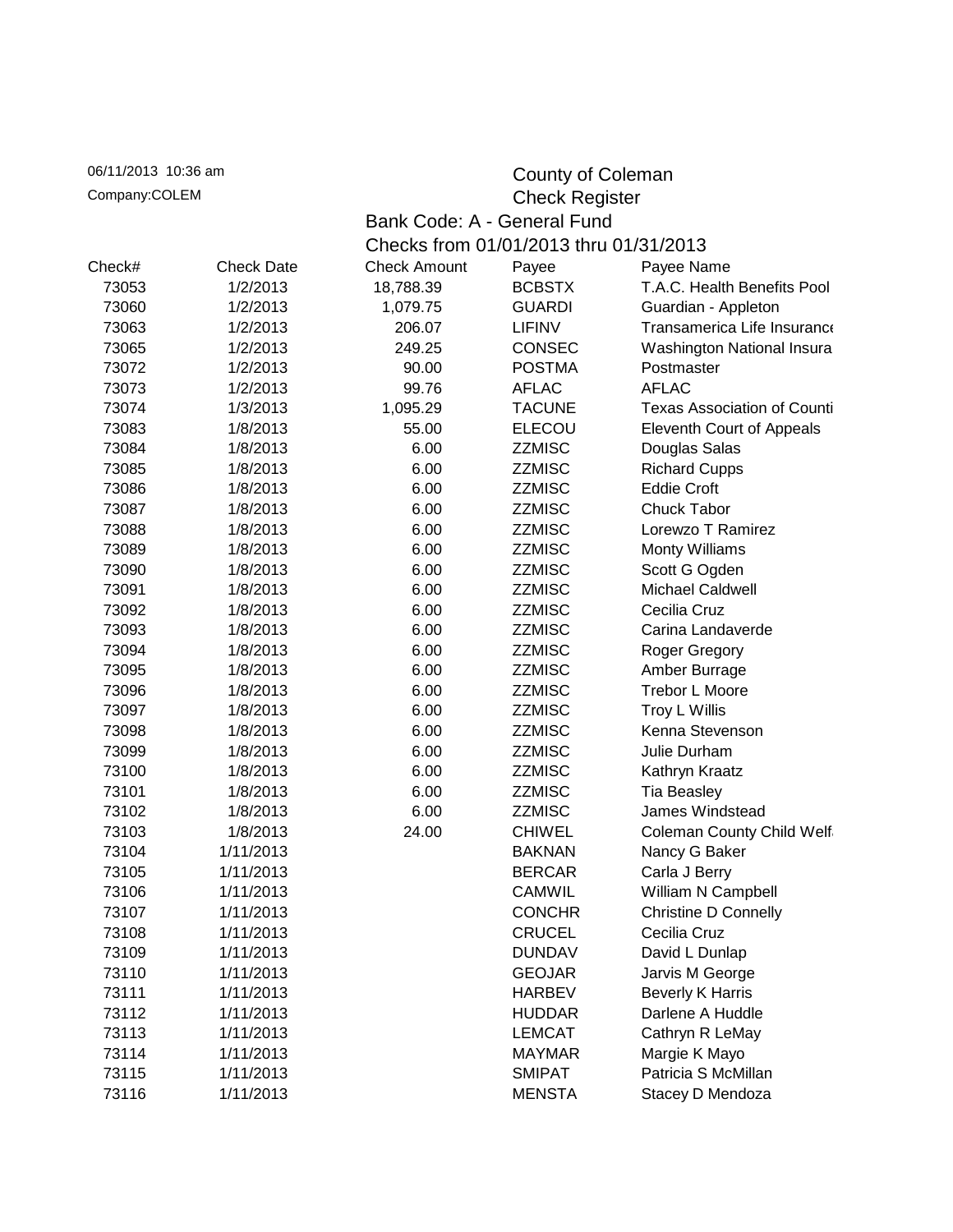06/11/2013 10:36 am
Company:COLEM

# County of Coleman
## Check Register
### Bank Code: A - General Fund
### Checks from 01/01/2013 thru 01/31/2013

| Check# | Check Date | Check Amount | Payee | Payee Name |
|---|---|---|---|---|
| 73053 | 1/2/2013 | 18,788.39 | BCBSTX | T.A.C. Health Benefits Pool |
| 73060 | 1/2/2013 | 1,079.75 | GUARDI | Guardian - Appleton |
| 73063 | 1/2/2013 | 206.07 | LIFINV | Transamerica Life Insurance |
| 73065 | 1/2/2013 | 249.25 | CONSEC | Washington National Insura |
| 73072 | 1/2/2013 | 90.00 | POSTMA | Postmaster |
| 73073 | 1/2/2013 | 99.76 | AFLAC | AFLAC |
| 73074 | 1/3/2013 | 1,095.29 | TACUNE | Texas Association of Counti |
| 73083 | 1/8/2013 | 55.00 | ELECOU | Eleventh Court of Appeals |
| 73084 | 1/8/2013 | 6.00 | ZZMISC | Douglas Salas |
| 73085 | 1/8/2013 | 6.00 | ZZMISC | Richard Cupps |
| 73086 | 1/8/2013 | 6.00 | ZZMISC | Eddie Croft |
| 73087 | 1/8/2013 | 6.00 | ZZMISC | Chuck Tabor |
| 73088 | 1/8/2013 | 6.00 | ZZMISC | Lorewzo T Ramirez |
| 73089 | 1/8/2013 | 6.00 | ZZMISC | Monty Williams |
| 73090 | 1/8/2013 | 6.00 | ZZMISC | Scott G Ogden |
| 73091 | 1/8/2013 | 6.00 | ZZMISC | Michael Caldwell |
| 73092 | 1/8/2013 | 6.00 | ZZMISC | Cecilia Cruz |
| 73093 | 1/8/2013 | 6.00 | ZZMISC | Carina Landaverde |
| 73094 | 1/8/2013 | 6.00 | ZZMISC | Roger Gregory |
| 73095 | 1/8/2013 | 6.00 | ZZMISC | Amber Burrage |
| 73096 | 1/8/2013 | 6.00 | ZZMISC | Trebor L Moore |
| 73097 | 1/8/2013 | 6.00 | ZZMISC | Troy L Willis |
| 73098 | 1/8/2013 | 6.00 | ZZMISC | Kenna Stevenson |
| 73099 | 1/8/2013 | 6.00 | ZZMISC | Julie Durham |
| 73100 | 1/8/2013 | 6.00 | ZZMISC | Kathryn Kraatz |
| 73101 | 1/8/2013 | 6.00 | ZZMISC | Tia Beasley |
| 73102 | 1/8/2013 | 6.00 | ZZMISC | James Windstead |
| 73103 | 1/8/2013 | 24.00 | CHIWEL | Coleman County Child Welf |
| 73104 | 1/11/2013 | | BAKNAN | Nancy G Baker |
| 73105 | 1/11/2013 | | BERCAR | Carla J Berry |
| 73106 | 1/11/2013 | | CAMWIL | William N Campbell |
| 73107 | 1/11/2013 | | CONCHR | Christine D Connelly |
| 73108 | 1/11/2013 | | CRUCEL | Cecilia Cruz |
| 73109 | 1/11/2013 | | DUNDAV | David L Dunlap |
| 73110 | 1/11/2013 | | GEOJAR | Jarvis M George |
| 73111 | 1/11/2013 | | HARBEV | Beverly K Harris |
| 73112 | 1/11/2013 | | HUDDAR | Darlene A Huddle |
| 73113 | 1/11/2013 | | LEMCAT | Cathryn R LeMay |
| 73114 | 1/11/2013 | | MAYMAR | Margie K Mayo |
| 73115 | 1/11/2013 | | SMIPAT | Patricia S McMillan |
| 73116 | 1/11/2013 | | MENSTA | Stacey D Mendoza |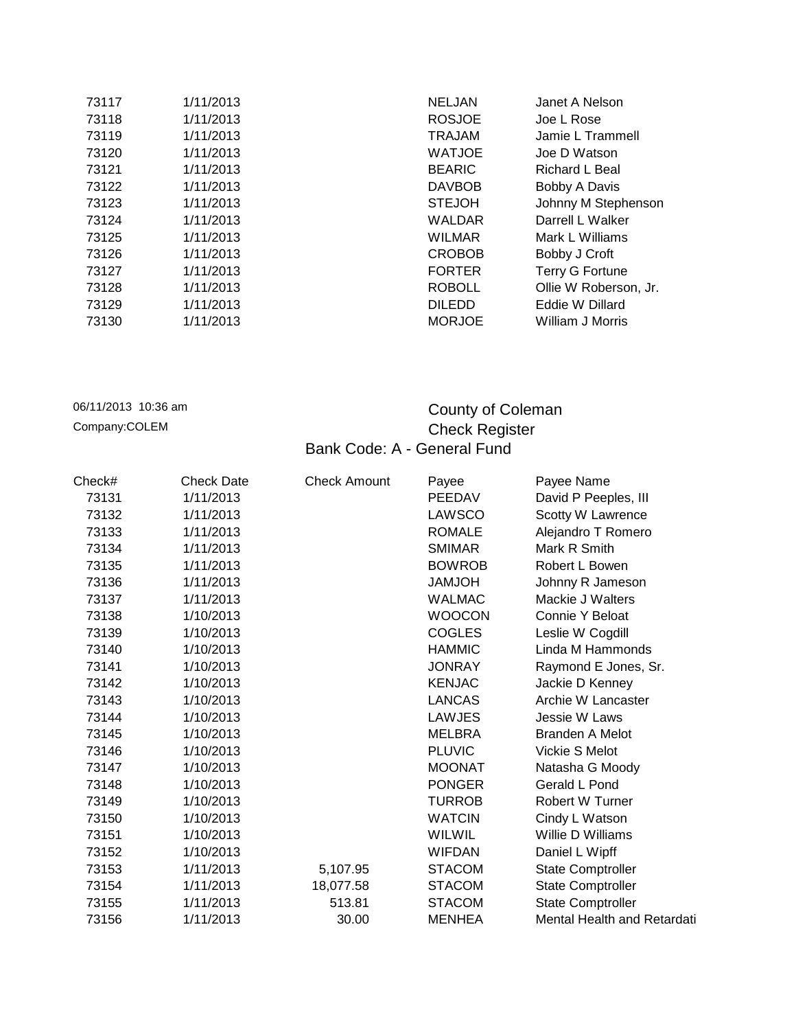| Check# | Check Date | Check Amount | Payee | Payee Name |
|---|---|---|---|---|
| 73117 | 1/11/2013 | | NELJAN | Janet A Nelson |
| 73118 | 1/11/2013 | | ROSJOE | Joe L Rose |
| 73119 | 1/11/2013 | | TRAJAM | Jamie L Trammell |
| 73120 | 1/11/2013 | | WATJOE | Joe D Watson |
| 73121 | 1/11/2013 | | BEARIC | Richard L Beal |
| 73122 | 1/11/2013 | | DAVBOB | Bobby A Davis |
| 73123 | 1/11/2013 | | STEJOH | Johnny M Stephenson |
| 73124 | 1/11/2013 | | WALDAR | Darrell L Walker |
| 73125 | 1/11/2013 | | WILMAR | Mark L Williams |
| 73126 | 1/11/2013 | | CROBOB | Bobby J Croft |
| 73127 | 1/11/2013 | | FORTER | Terry G Fortune |
| 73128 | 1/11/2013 | | ROBOLL | Ollie W Roberson, Jr. |
| 73129 | 1/11/2013 | | DILEDD | Eddie W Dillard |
| 73130 | 1/11/2013 | | MORJOE | William J Morris |

06/11/2013 10:36 am

Company:COLEM

County of Coleman

Check Register

Bank Code: A - General Fund

| Check# | Check Date | Check Amount | Payee | Payee Name |
|---|---|---|---|---|
| 73131 | 1/11/2013 | | PEEDAV | David P Peeples, III |
| 73132 | 1/11/2013 | | LAWSCO | Scotty W Lawrence |
| 73133 | 1/11/2013 | | ROMALE | Alejandro T Romero |
| 73134 | 1/11/2013 | | SMIMAR | Mark R Smith |
| 73135 | 1/11/2013 | | BOWROB | Robert L Bowen |
| 73136 | 1/11/2013 | | JAMJOH | Johnny R Jameson |
| 73137 | 1/11/2013 | | WALMAC | Mackie J Walters |
| 73138 | 1/10/2013 | | WOOCON | Connie Y Beloat |
| 73139 | 1/10/2013 | | COGLES | Leslie W Cogdill |
| 73140 | 1/10/2013 | | HAMMIC | Linda M Hammonds |
| 73141 | 1/10/2013 | | JONRAY | Raymond E Jones, Sr. |
| 73142 | 1/10/2013 | | KENJAC | Jackie D Kenney |
| 73143 | 1/10/2013 | | LANCAS | Archie W Lancaster |
| 73144 | 1/10/2013 | | LAWJES | Jessie W Laws |
| 73145 | 1/10/2013 | | MELBRA | Branden A Melot |
| 73146 | 1/10/2013 | | PLUVIC | Vickie S Melot |
| 73147 | 1/10/2013 | | MOONAT | Natasha G Moody |
| 73148 | 1/10/2013 | | PONGER | Gerald L Pond |
| 73149 | 1/10/2013 | | TURROB | Robert W Turner |
| 73150 | 1/10/2013 | | WATCIN | Cindy L Watson |
| 73151 | 1/10/2013 | | WILWIL | Willie D Williams |
| 73152 | 1/10/2013 | | WIFDAN | Daniel L Wipff |
| 73153 | 1/11/2013 | 5,107.95 | STACOM | State Comptroller |
| 73154 | 1/11/2013 | 18,077.58 | STACOM | State Comptroller |
| 73155 | 1/11/2013 | 513.81 | STACOM | State Comptroller |
| 73156 | 1/11/2013 | 30.00 | MENHEA | Mental Health and Retardati |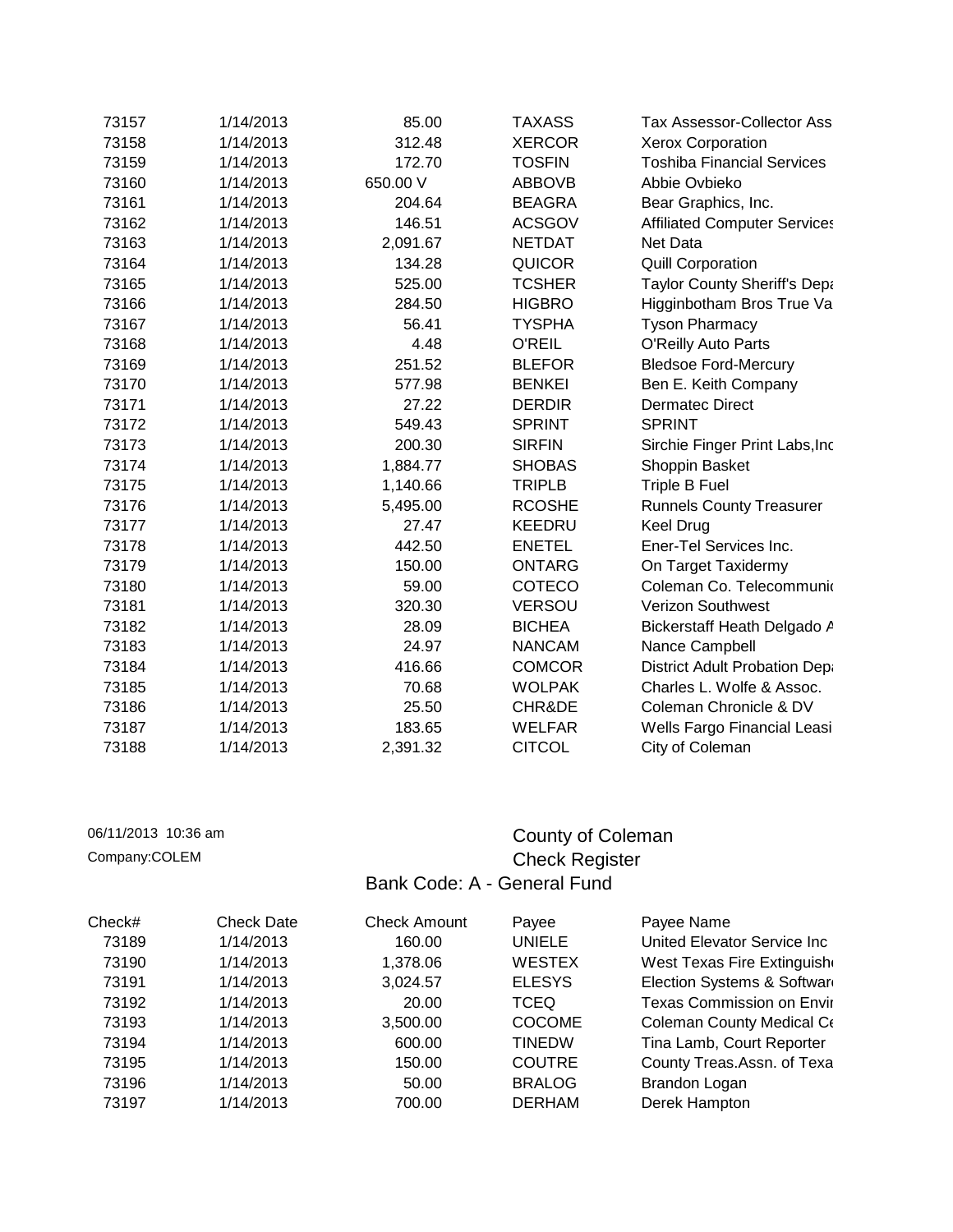| | | | | |
|---|---|---|---|---|
| 73157 | 1/14/2013 | 85.00 | TAXASS | Tax Assessor-Collector Ass |
| 73158 | 1/14/2013 | 312.48 | XERCOR | Xerox Corporation |
| 73159 | 1/14/2013 | 172.70 | TOSFIN | Toshiba Financial Services |
| 73160 | 1/14/2013 | 650.00 V | ABBOVB | Abbie Ovbieko |
| 73161 | 1/14/2013 | 204.64 | BEAGRA | Bear Graphics, Inc. |
| 73162 | 1/14/2013 | 146.51 | ACSGOV | Affiliated Computer Services |
| 73163 | 1/14/2013 | 2,091.67 | NETDAT | Net Data |
| 73164 | 1/14/2013 | 134.28 | QUICOR | Quill Corporation |
| 73165 | 1/14/2013 | 525.00 | TCSHER | Taylor County Sheriff's Depa |
| 73166 | 1/14/2013 | 284.50 | HIGBRO | Higginbotham Bros True Va |
| 73167 | 1/14/2013 | 56.41 | TYSPHA | Tyson Pharmacy |
| 73168 | 1/14/2013 | 4.48 | O'REIL | O'Reilly Auto Parts |
| 73169 | 1/14/2013 | 251.52 | BLEFOR | Bledsoe Ford-Mercury |
| 73170 | 1/14/2013 | 577.98 | BENKEI | Ben E. Keith Company |
| 73171 | 1/14/2013 | 27.22 | DERDIR | Dermatec Direct |
| 73172 | 1/14/2013 | 549.43 | SPRINT | SPRINT |
| 73173 | 1/14/2013 | 200.30 | SIRFIN | Sirchie Finger Print Labs,Inc |
| 73174 | 1/14/2013 | 1,884.77 | SHOBAS | Shoppin Basket |
| 73175 | 1/14/2013 | 1,140.66 | TRIPLB | Triple B Fuel |
| 73176 | 1/14/2013 | 5,495.00 | RCOSHE | Runnels County Treasurer |
| 73177 | 1/14/2013 | 27.47 | KEEDRU | Keel Drug |
| 73178 | 1/14/2013 | 442.50 | ENETEL | Ener-Tel Services Inc. |
| 73179 | 1/14/2013 | 150.00 | ONTARG | On Target Taxidermy |
| 73180 | 1/14/2013 | 59.00 | COTECO | Coleman Co. Telecommunic |
| 73181 | 1/14/2013 | 320.30 | VERSOU | Verizon Southwest |
| 73182 | 1/14/2013 | 28.09 | BICHEA | Bickerstaff Heath Delgado A |
| 73183 | 1/14/2013 | 24.97 | NANCAM | Nance Campbell |
| 73184 | 1/14/2013 | 416.66 | COMCOR | District Adult Probation Depa |
| 73185 | 1/14/2013 | 70.68 | WOLPAK | Charles L. Wolfe & Assoc. |
| 73186 | 1/14/2013 | 25.50 | CHR&DE | Coleman Chronicle & DV |
| 73187 | 1/14/2013 | 183.65 | WELFAR | Wells Fargo Financial Leasi |
| 73188 | 1/14/2013 | 2,391.32 | CITCOL | City of Coleman |

06/11/2013 10:36 am
Company:COLEM

County of Coleman
Check Register
Bank Code: A - General Fund

| Check# | Check Date | Check Amount | Payee | Payee Name |
|---|---|---|---|---|
| 73189 | 1/14/2013 | 160.00 | UNIELE | United Elevator Service Inc |
| 73190 | 1/14/2013 | 1,378.06 | WESTEX | West Texas Fire Extinguish |
| 73191 | 1/14/2013 | 3,024.57 | ELESYS | Election Systems & Softwar |
| 73192 | 1/14/2013 | 20.00 | TCEQ | Texas Commission on Envir |
| 73193 | 1/14/2013 | 3,500.00 | COCOME | Coleman County Medical Ce |
| 73194 | 1/14/2013 | 600.00 | TINEDW | Tina Lamb, Court Reporter |
| 73195 | 1/14/2013 | 150.00 | COUTRE | County Treas.Assn. of Texa |
| 73196 | 1/14/2013 | 50.00 | BRALOG | Brandon Logan |
| 73197 | 1/14/2013 | 700.00 | DERHAM | Derek Hampton |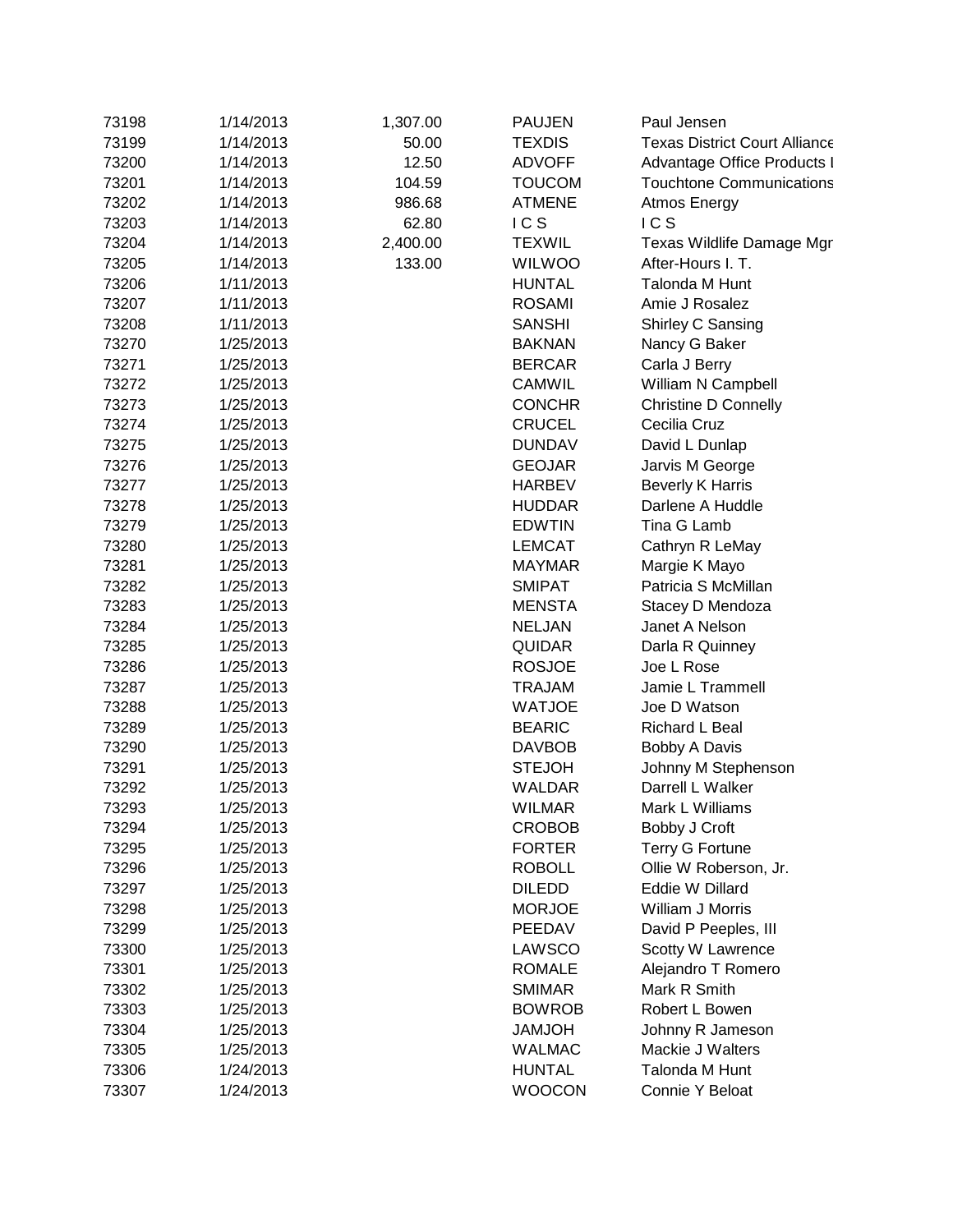| | | | | |
|---|---|---|---|---|
| 73198 | 1/14/2013 | 1,307.00 | PAUJEN | Paul Jensen |
| 73199 | 1/14/2013 | 50.00 | TEXDIS | Texas District Court Alliance |
| 73200 | 1/14/2013 | 12.50 | ADVOFF | Advantage Office Products I |
| 73201 | 1/14/2013 | 104.59 | TOUCOM | Touchtone Communications |
| 73202 | 1/14/2013 | 986.68 | ATMENE | Atmos Energy |
| 73203 | 1/14/2013 | 62.80 | I C S | I C S |
| 73204 | 1/14/2013 | 2,400.00 | TEXWIL | Texas Wildlife Damage Mgr |
| 73205 | 1/14/2013 | 133.00 | WILWOO | After-Hours I. T. |
| 73206 | 1/11/2013 | | HUNTAL | Talonda M Hunt |
| 73207 | 1/11/2013 | | ROSAMI | Amie J Rosalez |
| 73208 | 1/11/2013 | | SANSHI | Shirley C Sansing |
| 73270 | 1/25/2013 | | BAKNAN | Nancy G Baker |
| 73271 | 1/25/2013 | | BERCAR | Carla J Berry |
| 73272 | 1/25/2013 | | CAMWIL | William N Campbell |
| 73273 | 1/25/2013 | | CONCHR | Christine D Connelly |
| 73274 | 1/25/2013 | | CRUCEL | Cecilia Cruz |
| 73275 | 1/25/2013 | | DUNDAV | David L Dunlap |
| 73276 | 1/25/2013 | | GEOJAR | Jarvis M George |
| 73277 | 1/25/2013 | | HARBEV | Beverly K Harris |
| 73278 | 1/25/2013 | | HUDDAR | Darlene A Huddle |
| 73279 | 1/25/2013 | | EDWTIN | Tina G Lamb |
| 73280 | 1/25/2013 | | LEMCAT | Cathryn R LeMay |
| 73281 | 1/25/2013 | | MAYMAR | Margie K Mayo |
| 73282 | 1/25/2013 | | SMIPAT | Patricia S McMillan |
| 73283 | 1/25/2013 | | MENSTA | Stacey D Mendoza |
| 73284 | 1/25/2013 | | NELJAN | Janet A Nelson |
| 73285 | 1/25/2013 | | QUIDAR | Darla R Quinney |
| 73286 | 1/25/2013 | | ROSJOE | Joe L Rose |
| 73287 | 1/25/2013 | | TRAJAM | Jamie L Trammell |
| 73288 | 1/25/2013 | | WATJOE | Joe D Watson |
| 73289 | 1/25/2013 | | BEARIC | Richard L Beal |
| 73290 | 1/25/2013 | | DAVBOB | Bobby A Davis |
| 73291 | 1/25/2013 | | STEJOH | Johnny M Stephenson |
| 73292 | 1/25/2013 | | WALDAR | Darrell L Walker |
| 73293 | 1/25/2013 | | WILMAR | Mark L Williams |
| 73294 | 1/25/2013 | | CROBOB | Bobby J Croft |
| 73295 | 1/25/2013 | | FORTER | Terry G Fortune |
| 73296 | 1/25/2013 | | ROBOLL | Ollie W Roberson, Jr. |
| 73297 | 1/25/2013 | | DILEDD | Eddie W Dillard |
| 73298 | 1/25/2013 | | MORJOE | William J Morris |
| 73299 | 1/25/2013 | | PEEDAV | David P Peeples, III |
| 73300 | 1/25/2013 | | LAWSCO | Scotty W Lawrence |
| 73301 | 1/25/2013 | | ROMALE | Alejandro T Romero |
| 73302 | 1/25/2013 | | SMIMAR | Mark R Smith |
| 73303 | 1/25/2013 | | BOWROB | Robert L Bowen |
| 73304 | 1/25/2013 | | JAMJOH | Johnny R Jameson |
| 73305 | 1/25/2013 | | WALMAC | Mackie J Walters |
| 73306 | 1/24/2013 | | HUNTAL | Talonda M Hunt |
| 73307 | 1/24/2013 | | WOOCON | Connie Y Beloat |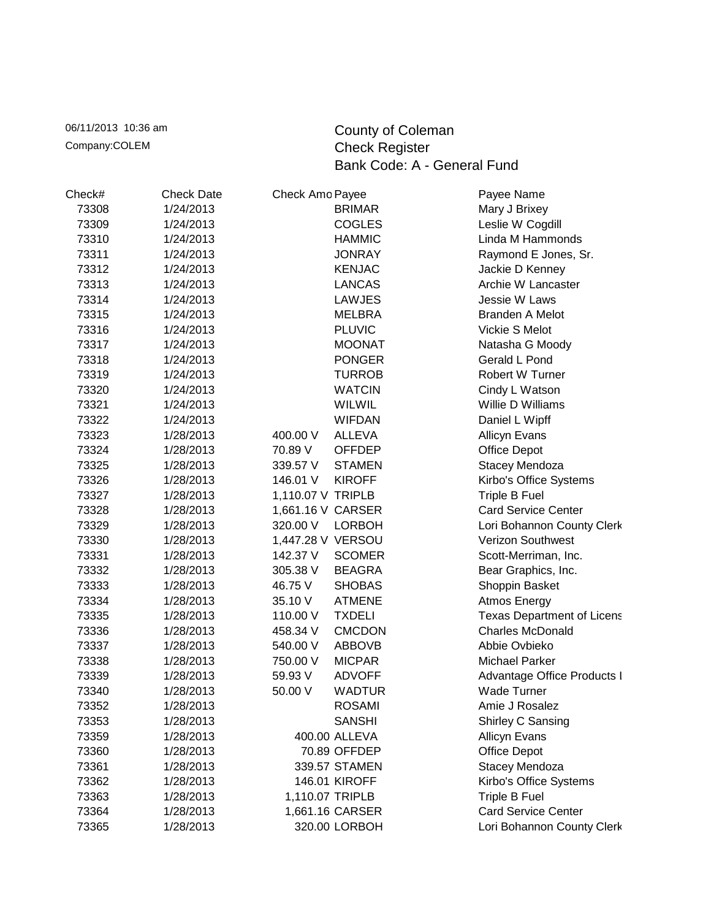06/11/2013 10:36 am
Company:COLEM

# County of Coleman
## Check Register
## Bank Code: A - General Fund

| Check# | Check Date | Check Amo | Payee | Payee Name |
|---|---|---|---|---|
| 73308 | 1/24/2013 | | BRIMAR | Mary J Brixey |
| 73309 | 1/24/2013 | | COGLES | Leslie W Cogdill |
| 73310 | 1/24/2013 | | HAMMIC | Linda M Hammonds |
| 73311 | 1/24/2013 | | JONRAY | Raymond E Jones, Sr. |
| 73312 | 1/24/2013 | | KENJAC | Jackie D Kenney |
| 73313 | 1/24/2013 | | LANCAS | Archie W Lancaster |
| 73314 | 1/24/2013 | | LAWJES | Jessie W Laws |
| 73315 | 1/24/2013 | | MELBRA | Branden A Melot |
| 73316 | 1/24/2013 | | PLUVIC | Vickie S Melot |
| 73317 | 1/24/2013 | | MOONAT | Natasha G Moody |
| 73318 | 1/24/2013 | | PONGER | Gerald L Pond |
| 73319 | 1/24/2013 | | TURROB | Robert W Turner |
| 73320 | 1/24/2013 | | WATCIN | Cindy L Watson |
| 73321 | 1/24/2013 | | WILWIL | Willie D Williams |
| 73322 | 1/24/2013 | | WIFDAN | Daniel L Wipff |
| 73323 | 1/28/2013 | 400.00 V | ALLEVA | Allicyn Evans |
| 73324 | 1/28/2013 | 70.89 V | OFFDEP | Office Depot |
| 73325 | 1/28/2013 | 339.57 V | STAMEN | Stacey Mendoza |
| 73326 | 1/28/2013 | 146.01 V | KIROFF | Kirbo's Office Systems |
| 73327 | 1/28/2013 | 1,110.07 V | TRIPLB | Triple B Fuel |
| 73328 | 1/28/2013 | 1,661.16 V | CARSER | Card Service Center |
| 73329 | 1/28/2013 | 320.00 V | LORBOH | Lori Bohannon County Clerk |
| 73330 | 1/28/2013 | 1,447.28 V | VERSOU | Verizon Southwest |
| 73331 | 1/28/2013 | 142.37 V | SCOMER | Scott-Merriman, Inc. |
| 73332 | 1/28/2013 | 305.38 V | BEAGRA | Bear Graphics, Inc. |
| 73333 | 1/28/2013 | 46.75 V | SHOBAS | Shoppin Basket |
| 73334 | 1/28/2013 | 35.10 V | ATMENE | Atmos Energy |
| 73335 | 1/28/2013 | 110.00 V | TXDELI | Texas Department of Licens |
| 73336 | 1/28/2013 | 458.34 V | CMCDON | Charles McDonald |
| 73337 | 1/28/2013 | 540.00 V | ABBOVB | Abbie Ovbieko |
| 73338 | 1/28/2013 | 750.00 V | MICPAR | Michael Parker |
| 73339 | 1/28/2013 | 59.93 V | ADVOFF | Advantage Office Products I |
| 73340 | 1/28/2013 | 50.00 V | WADTUR | Wade Turner |
| 73352 | 1/28/2013 | | ROSAMI | Amie J Rosalez |
| 73353 | 1/28/2013 | | SANSHI | Shirley C Sansing |
| 73359 | 1/28/2013 | 400.00 | ALLEVA | Allicyn Evans |
| 73360 | 1/28/2013 | 70.89 | OFFDEP | Office Depot |
| 73361 | 1/28/2013 | 339.57 | STAMEN | Stacey Mendoza |
| 73362 | 1/28/2013 | 146.01 | KIROFF | Kirbo's Office Systems |
| 73363 | 1/28/2013 | 1,110.07 | TRIPLB | Triple B Fuel |
| 73364 | 1/28/2013 | 1,661.16 | CARSER | Card Service Center |
| 73365 | 1/28/2013 | 320.00 | LORBOH | Lori Bohannon County Clerk |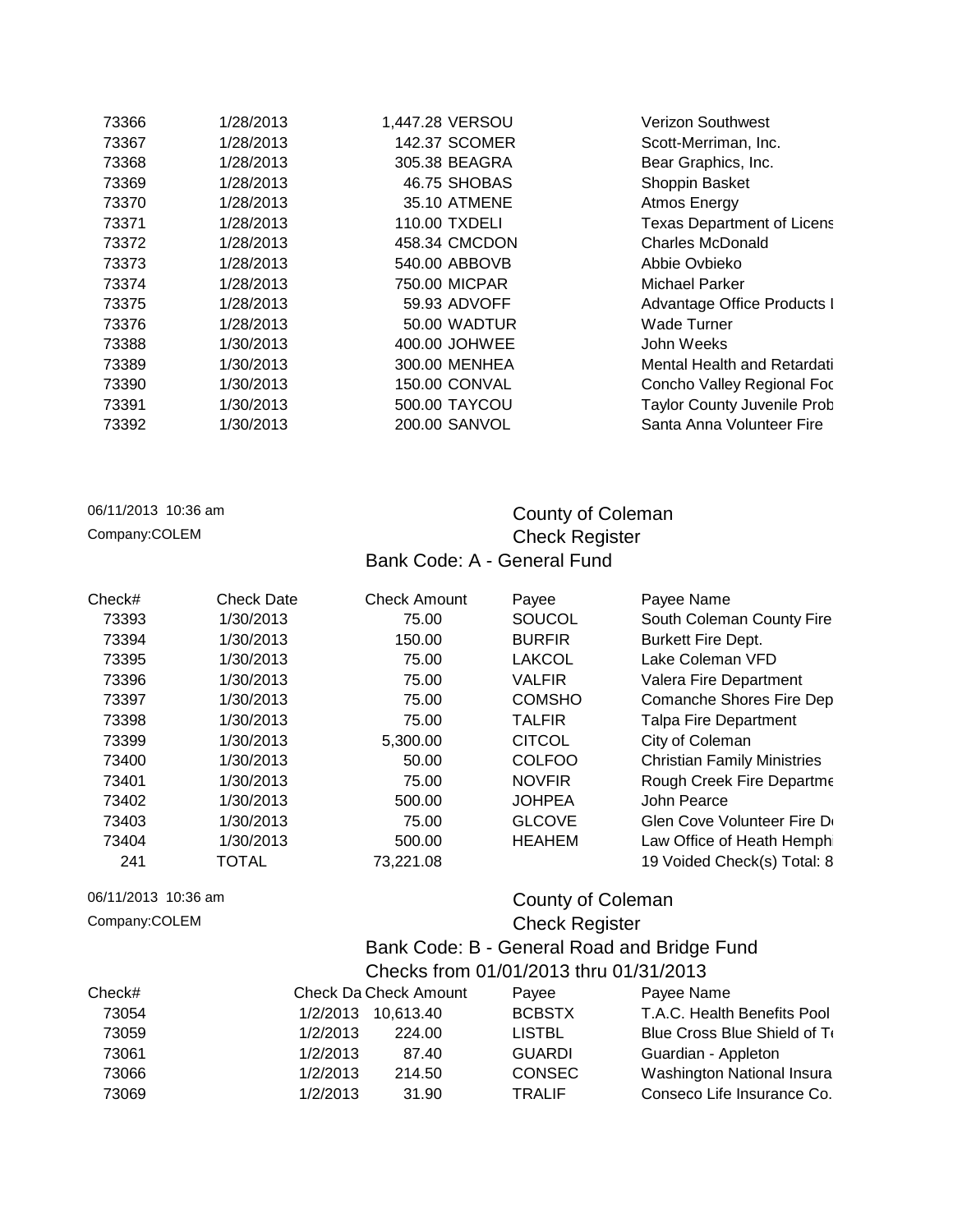| Check# | Check Date | Check Amount | Payee | Payee Name |
|---|---|---|---|---|
| 73366 | 1/28/2013 | 1,447.28 | VERSOU | Verizon Southwest |
| 73367 | 1/28/2013 | 142.37 | SCOMER | Scott-Merriman, Inc. |
| 73368 | 1/28/2013 | 305.38 | BEAGRA | Bear Graphics, Inc. |
| 73369 | 1/28/2013 | 46.75 | SHOBAS | Shoppin Basket |
| 73370 | 1/28/2013 | 35.10 | ATMENE | Atmos Energy |
| 73371 | 1/28/2013 | 110.00 | TXDELI | Texas Department of Licens |
| 73372 | 1/28/2013 | 458.34 | CMCDON | Charles McDonald |
| 73373 | 1/28/2013 | 540.00 | ABBOVB | Abbie Ovbieko |
| 73374 | 1/28/2013 | 750.00 | MICPAR | Michael Parker |
| 73375 | 1/28/2013 | 59.93 | ADVOFF | Advantage Office Products I |
| 73376 | 1/28/2013 | 50.00 | WADTUR | Wade Turner |
| 73388 | 1/30/2013 | 400.00 | JOHWEE | John Weeks |
| 73389 | 1/30/2013 | 300.00 | MENHEA | Mental Health and Retardati |
| 73390 | 1/30/2013 | 150.00 | CONVAL | Concho Valley Regional Foc |
| 73391 | 1/30/2013 | 500.00 | TAYCOU | Taylor County Juvenile Prob |
| 73392 | 1/30/2013 | 200.00 | SANVOL | Santa Anna Volunteer Fire |

06/11/2013 10:36 am

Company:COLEM

## County of Coleman
## Check Register
### Bank Code: A - General Fund

| Check# | Check Date | Check Amount | Payee | Payee Name |
|---|---|---|---|---|
| 73393 | 1/30/2013 | 75.00 | SOUCOL | South Coleman County Fire |
| 73394 | 1/30/2013 | 150.00 | BURFIR | Burkett Fire Dept. |
| 73395 | 1/30/2013 | 75.00 | LAKCOL | Lake Coleman VFD |
| 73396 | 1/30/2013 | 75.00 | VALFIR | Valera Fire Department |
| 73397 | 1/30/2013 | 75.00 | COMSHO | Comanche Shores Fire Dep |
| 73398 | 1/30/2013 | 75.00 | TALFIR | Talpa Fire Department |
| 73399 | 1/30/2013 | 5,300.00 | CITCOL | City of Coleman |
| 73400 | 1/30/2013 | 50.00 | COLFOO | Christian Family Ministries |
| 73401 | 1/30/2013 | 75.00 | NOVFIR | Rough Creek Fire Departme |
| 73402 | 1/30/2013 | 500.00 | JOHPEA | John Pearce |
| 73403 | 1/30/2013 | 75.00 | GLCOVE | Glen Cove Volunteer Fire D |
| 73404 | 1/30/2013 | 500.00 | HEAHEM | Law Office of Heath Hemphi |
| 241 | TOTAL | 73,221.08 | | 19 Voided Check(s) Total: 8 |

06/11/2013 10:36 am

Company:COLEM

## County of Coleman
## Check Register
### Bank Code: B - General Road and Bridge Fund
### Checks from 01/01/2013 thru 01/31/2013

| Check# | Check Da | Check Amount | Payee | Payee Name |
|---|---|---|---|---|
| 73054 | 1/2/2013 | 10,613.40 | BCBSTX | T.A.C. Health Benefits Pool |
| 73059 | 1/2/2013 | 224.00 | LISTBL | Blue Cross Blue Shield of T |
| 73061 | 1/2/2013 | 87.40 | GUARDI | Guardian - Appleton |
| 73066 | 1/2/2013 | 214.50 | CONSEC | Washington National Insura |
| 73069 | 1/2/2013 | 31.90 | TRALIF | Conseco Life Insurance Co. |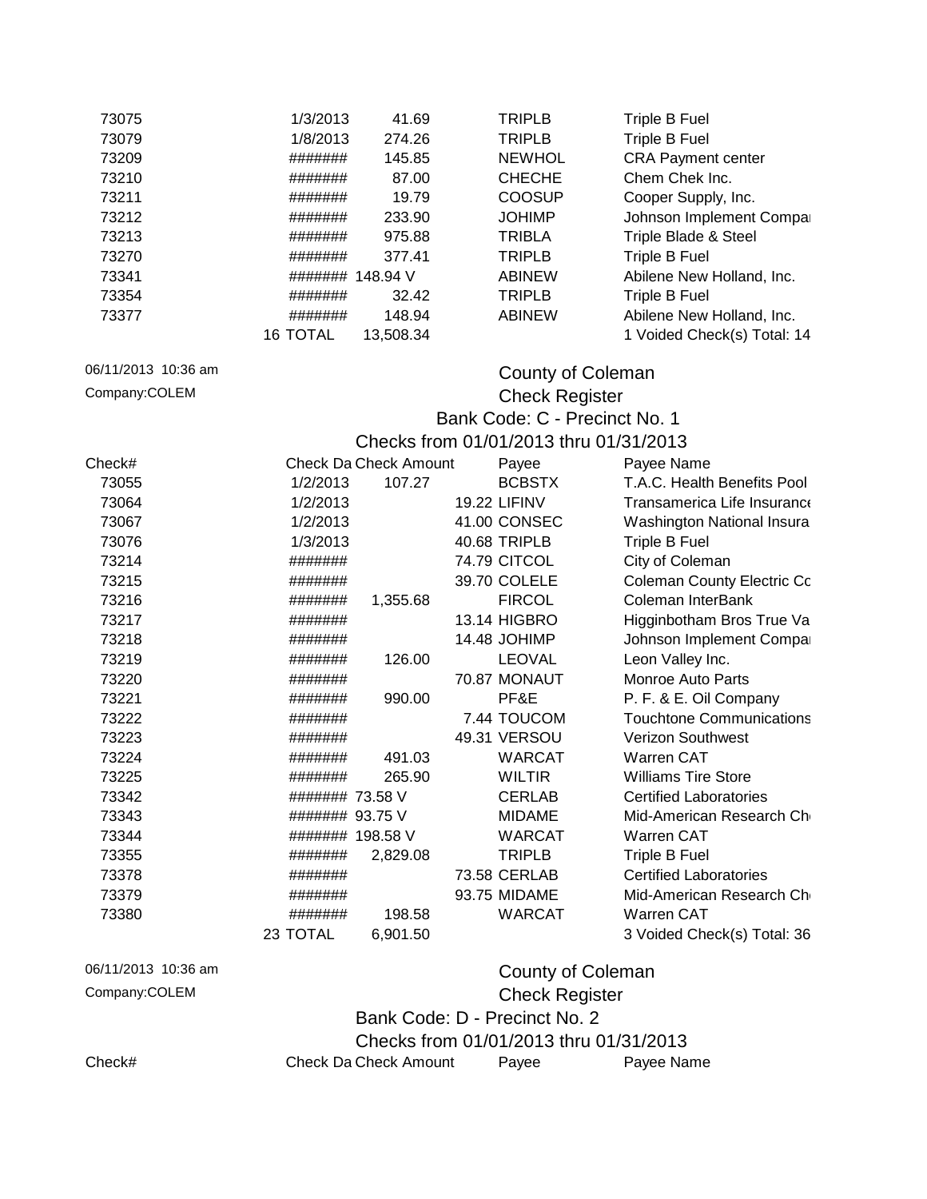| Check# | Check Date | Check Amount | Payee | Payee Name |
|---|---|---|---|---|
| 73075 | 1/3/2013 | 41.69 | TRIPLB | Triple B Fuel |
| 73079 | 1/8/2013 | 274.26 | TRIPLB | Triple B Fuel |
| 73209 | ####### | 145.85 | NEWHOL | CRA Payment center |
| 73210 | ####### | 87.00 | CHECHE | Chem Chek Inc. |
| 73211 | ####### | 19.79 | COOSUP | Cooper Supply, Inc. |
| 73212 | ####### | 233.90 | JOHIMP | Johnson Implement Compa |
| 73213 | ####### | 975.88 | TRIBLA | Triple Blade & Steel |
| 73270 | ####### | 377.41 | TRIPLB | Triple B Fuel |
| 73341 | ####### | 148.94 V | ABINEW | Abilene New Holland, Inc. |
| 73354 | ####### | 32.42 | TRIPLB | Triple B Fuel |
| 73377 | ####### | 148.94 | ABINEW | Abilene New Holland, Inc. |
| | 16 TOTAL | 13,508.34 | | 1 Voided Check(s) Total: 14 |

06/11/2013 10:36 am

Company:COLEM

## County of Coleman

## Check Register

### Bank Code: C - Precinct No. 1

### Checks from 01/01/2013 thru 01/31/2013

| Check# | Check Da | Check Amount | Payee | Payee Name |
|---|---|---|---|---|
| 73055 | 1/2/2013 | 107.27 | BCBSTX | T.A.C. Health Benefits Pool |
| 73064 | 1/2/2013 | 19.22 | LIFINV | Transamerica Life Insurance |
| 73067 | 1/2/2013 | 41.00 | CONSEC | Washington National Insura |
| 73076 | 1/3/2013 | 40.68 | TRIPLB | Triple B Fuel |
| 73214 | ####### | 74.79 | CITCOL | City of Coleman |
| 73215 | ####### | 39.70 | COLELE | Coleman County Electric Co |
| 73216 | ####### | 1,355.68 | FIRCOL | Coleman InterBank |
| 73217 | ####### | 13.14 | HIGBRO | Higginbotham Bros True Va |
| 73218 | ####### | 14.48 | JOHIMP | Johnson Implement Compa |
| 73219 | ####### | 126.00 | LEOVAL | Leon Valley Inc. |
| 73220 | ####### | 70.87 | MONAUT | Monroe Auto Parts |
| 73221 | ####### | 990.00 | PF&E | P. F. & E. Oil Company |
| 73222 | ####### | 7.44 | TOUCOM | Touchtone Communications |
| 73223 | ####### | 49.31 | VERSOU | Verizon Southwest |
| 73224 | ####### | 491.03 | WARCAT | Warren CAT |
| 73225 | ####### | 265.90 | WILTIR | Williams Tire Store |
| 73342 | ####### | 73.58 V | CERLAB | Certified Laboratories |
| 73343 | ####### | 93.75 V | MIDAME | Mid-American Research Ch |
| 73344 | ####### | 198.58 V | WARCAT | Warren CAT |
| 73355 | ####### | 2,829.08 | TRIPLB | Triple B Fuel |
| 73378 | ####### | 73.58 | CERLAB | Certified Laboratories |
| 73379 | ####### | 93.75 | MIDAME | Mid-American Research Ch |
| 73380 | ####### | 198.58 | WARCAT | Warren CAT |
| | 23 TOTAL | 6,901.50 | | 3 Voided Check(s) Total: 36 |

06/11/2013 10:36 am

Company:COLEM

## County of Coleman

## Check Register

### Bank Code: D - Precinct No. 2

### Checks from 01/01/2013 thru 01/31/2013

| Check# | Check Da | Check Amount | Payee | Payee Name |
|---|---|---|---|---|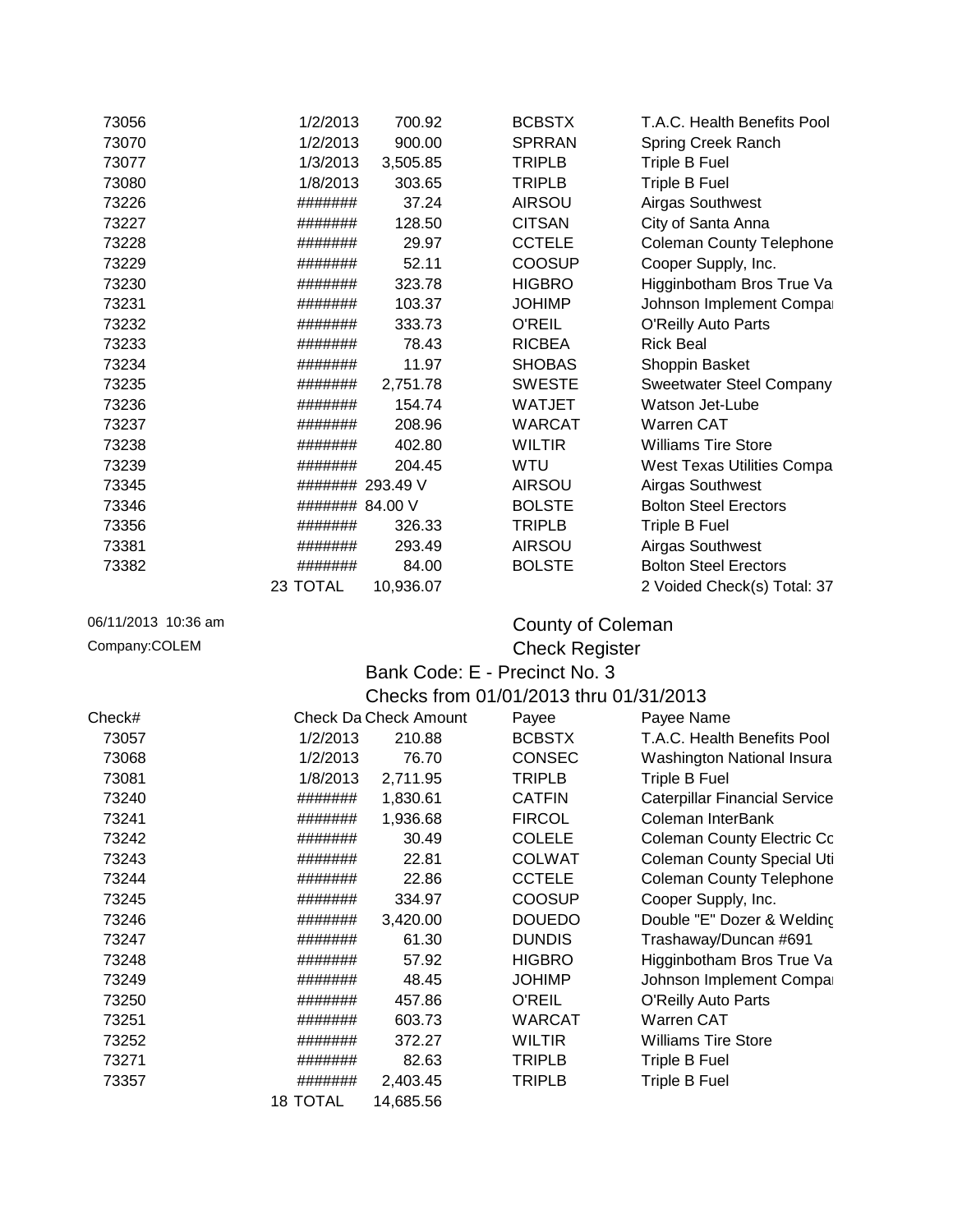| Check# | Check Date | Check Amount | Payee | Payee Name |
|---|---|---|---|---|
| 73056 | 1/2/2013 | 700.92 | BCBSTX | T.A.C. Health Benefits Pool |
| 73070 | 1/2/2013 | 900.00 | SPRRAN | Spring Creek Ranch |
| 73077 | 1/3/2013 | 3,505.85 | TRIPLB | Triple B Fuel |
| 73080 | 1/8/2013 | 303.65 | TRIPLB | Triple B Fuel |
| 73226 | ####### | 37.24 | AIRSOU | Airgas Southwest |
| 73227 | ####### | 128.50 | CITSAN | City of Santa Anna |
| 73228 | ####### | 29.97 | CCTELE | Coleman County Telephone |
| 73229 | ####### | 52.11 | COOSUP | Cooper Supply, Inc. |
| 73230 | ####### | 323.78 | HIGBRO | Higginbotham Bros True Va |
| 73231 | ####### | 103.37 | JOHIMP | Johnson Implement Compa |
| 73232 | ####### | 333.73 | O'REIL | O'Reilly Auto Parts |
| 73233 | ####### | 78.43 | RICBEA | Rick Beal |
| 73234 | ####### | 11.97 | SHOBAS | Shoppin Basket |
| 73235 | ####### | 2,751.78 | SWESTE | Sweetwater Steel Company |
| 73236 | ####### | 154.74 | WATJET | Watson Jet-Lube |
| 73237 | ####### | 208.96 | WARCAT | Warren CAT |
| 73238 | ####### | 402.80 | WILTIR | Williams Tire Store |
| 73239 | ####### | 204.45 | WTU | West Texas Utilities Compa |
| 73345 | ####### 293.49 V | | AIRSOU | Airgas Southwest |
| 73346 | ####### 84.00 V | | BOLSTE | Bolton Steel Erectors |
| 73356 | ####### | 326.33 | TRIPLB | Triple B Fuel |
| 73381 | ####### | 293.49 | AIRSOU | Airgas Southwest |
| 73382 | ####### | 84.00 | BOLSTE | Bolton Steel Erectors |
| | 23 TOTAL | 10,936.07 | | 2 Voided Check(s) Total: 37 |

06/11/2013 10:36 am

Company:COLEM

## County of Coleman
## Check Register
### Bank Code: E - Precinct No. 3
### Checks from 01/01/2013 thru 01/31/2013

| Check# | Check Da | Check Amount | Payee | Payee Name |
|---|---|---|---|---|
| 73057 | 1/2/2013 | 210.88 | BCBSTX | T.A.C. Health Benefits Pool |
| 73068 | 1/2/2013 | 76.70 | CONSEC | Washington National Insura |
| 73081 | 1/8/2013 | 2,711.95 | TRIPLB | Triple B Fuel |
| 73240 | ####### | 1,830.61 | CATFIN | Caterpillar Financial Service |
| 73241 | ####### | 1,936.68 | FIRCOL | Coleman InterBank |
| 73242 | ####### | 30.49 | COLELE | Coleman County Electric Co |
| 73243 | ####### | 22.81 | COLWAT | Coleman County Special Uti |
| 73244 | ####### | 22.86 | CCTELE | Coleman County Telephone |
| 73245 | ####### | 334.97 | COOSUP | Cooper Supply, Inc. |
| 73246 | ####### | 3,420.00 | DOUEDO | Double "E" Dozer & Welding |
| 73247 | ####### | 61.30 | DUNDIS | Trashaway/Duncan #691 |
| 73248 | ####### | 57.92 | HIGBRO | Higginbotham Bros True Va |
| 73249 | ####### | 48.45 | JOHIMP | Johnson Implement Compa |
| 73250 | ####### | 457.86 | O'REIL | O'Reilly Auto Parts |
| 73251 | ####### | 603.73 | WARCAT | Warren CAT |
| 73252 | ####### | 372.27 | WILTIR | Williams Tire Store |
| 73271 | ####### | 82.63 | TRIPLB | Triple B Fuel |
| 73357 | ####### | 2,403.45 | TRIPLB | Triple B Fuel |
| | 18 TOTAL | 14,685.56 | | |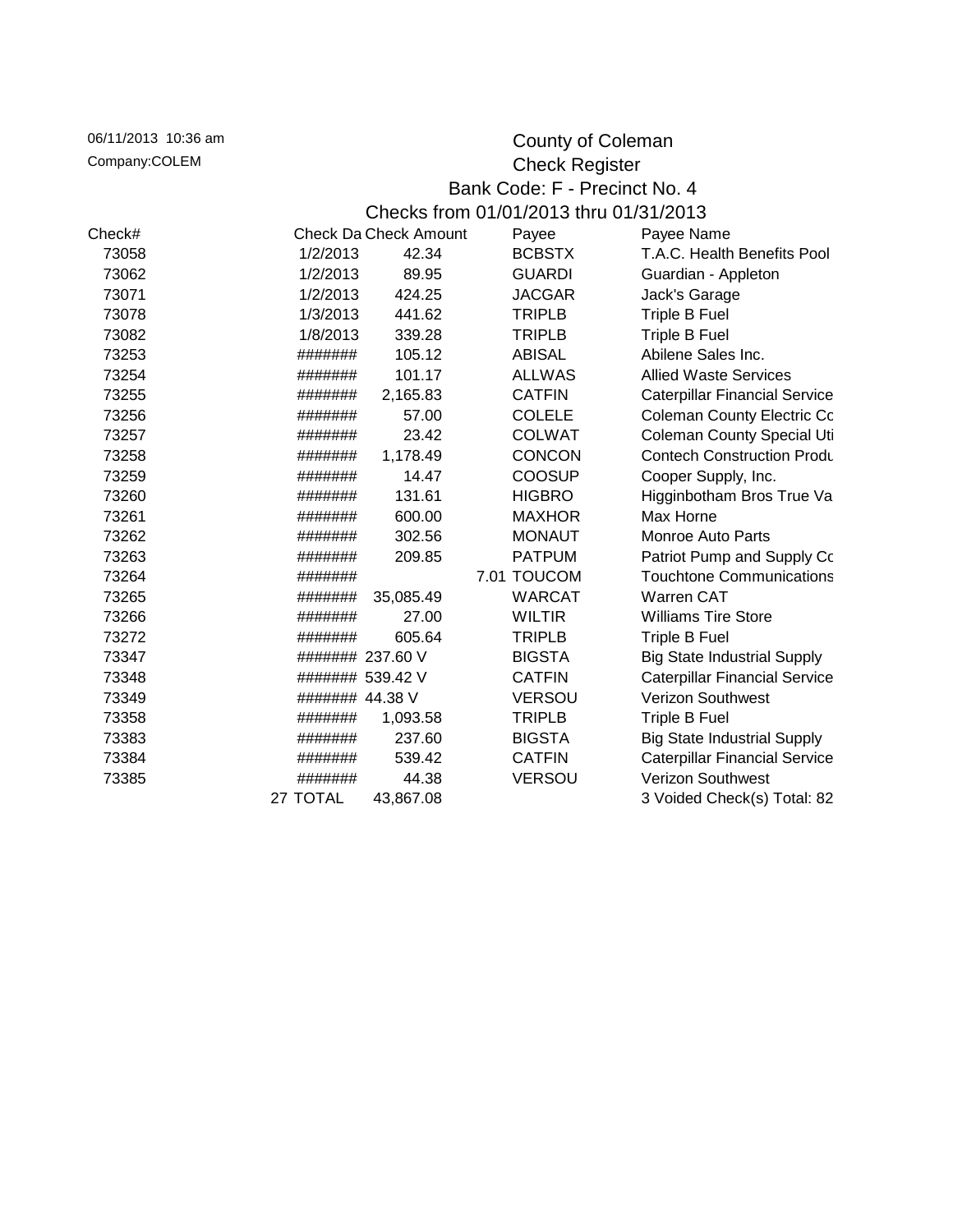06/11/2013 10:36 am
Company:COLEM

# County of Coleman
## Check Register
## Bank Code: F - Precinct No. 4
## Checks from 01/01/2013 thru 01/31/2013

| Check# | Check Da | Check Amount | Payee | Payee Name |
|---|---|---|---|---|
| 73058 | 1/2/2013 | 42.34 | BCBSTX | T.A.C. Health Benefits Pool |
| 73062 | 1/2/2013 | 89.95 | GUARDI | Guardian - Appleton |
| 73071 | 1/2/2013 | 424.25 | JACGAR | Jack's Garage |
| 73078 | 1/3/2013 | 441.62 | TRIPLB | Triple B Fuel |
| 73082 | 1/8/2013 | 339.28 | TRIPLB | Triple B Fuel |
| 73253 | ####### | 105.12 | ABISAL | Abilene Sales Inc. |
| 73254 | ####### | 101.17 | ALLWAS | Allied Waste Services |
| 73255 | ####### | 2,165.83 | CATFIN | Caterpillar Financial Service |
| 73256 | ####### | 57.00 | COLELE | Coleman County Electric Co |
| 73257 | ####### | 23.42 | COLWAT | Coleman County Special Uti |
| 73258 | ####### | 1,178.49 | CONCON | Contech Construction Produ |
| 73259 | ####### | 14.47 | COOSUP | Cooper Supply, Inc. |
| 73260 | ####### | 131.61 | HIGBRO | Higginbotham Bros True Va |
| 73261 | ####### | 600.00 | MAXHOR | Max Horne |
| 73262 | ####### | 302.56 | MONAUT | Monroe Auto Parts |
| 73263 | ####### | 209.85 | PATPUM | Patriot Pump and Supply Co |
| 73264 | ####### | 7.01 | TOUCOM | Touchtone Communications |
| 73265 | ####### | 35,085.49 | WARCAT | Warren CAT |
| 73266 | ####### | 27.00 | WILTIR | Williams Tire Store |
| 73272 | ####### | 605.64 | TRIPLB | Triple B Fuel |
| 73347 | ####### | 237.60 V | BIGSTA | Big State Industrial Supply |
| 73348 | ####### | 539.42 V | CATFIN | Caterpillar Financial Service |
| 73349 | ####### | 44.38 V | VERSOU | Verizon Southwest |
| 73358 | ####### | 1,093.58 | TRIPLB | Triple B Fuel |
| 73383 | ####### | 237.60 | BIGSTA | Big State Industrial Supply |
| 73384 | ####### | 539.42 | CATFIN | Caterpillar Financial Service |
| 73385 | ####### | 44.38 | VERSOU | Verizon Southwest |
| | 27 TOTAL | 43,867.08 | | 3 Voided Check(s) Total: 82 |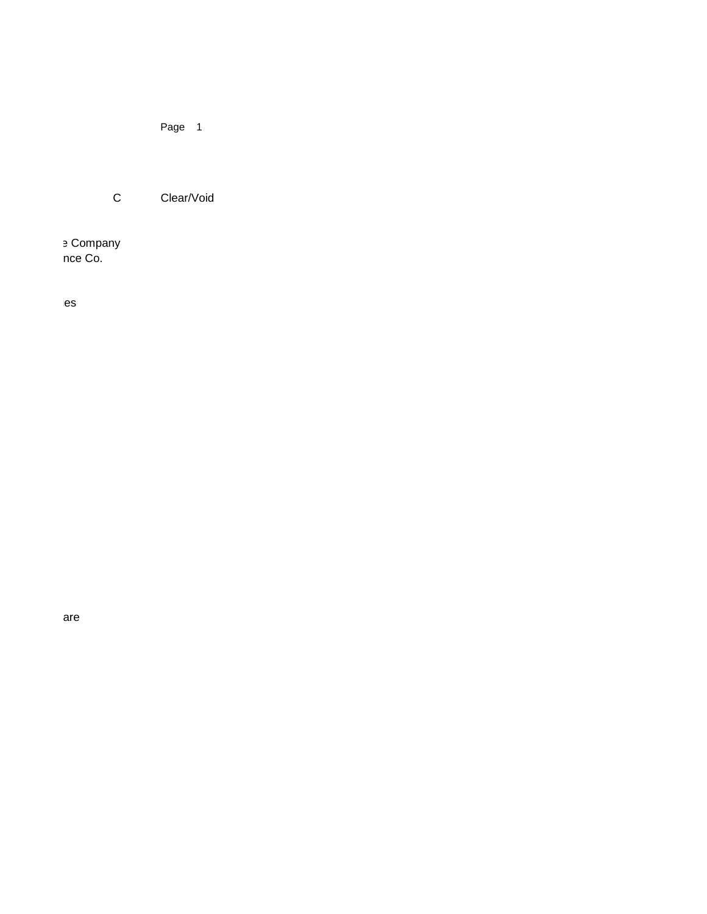C Clear/Void

e Company
nce Co.

es

are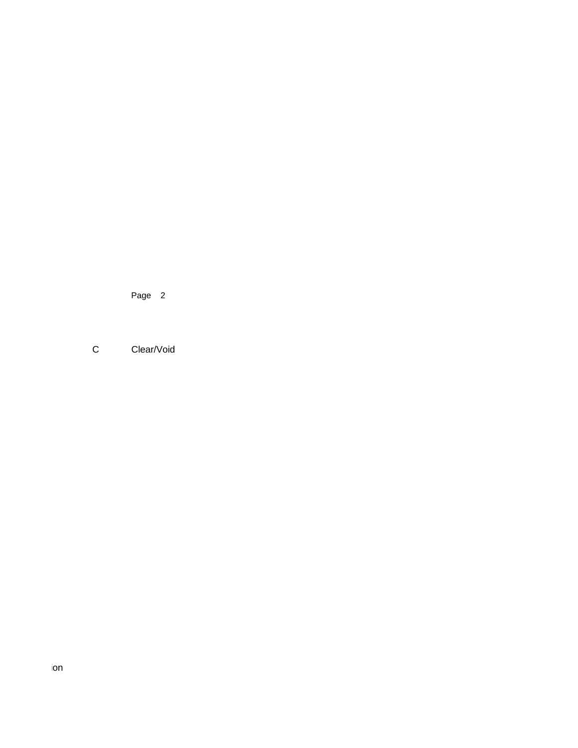Page 2

C Clear/Void

ion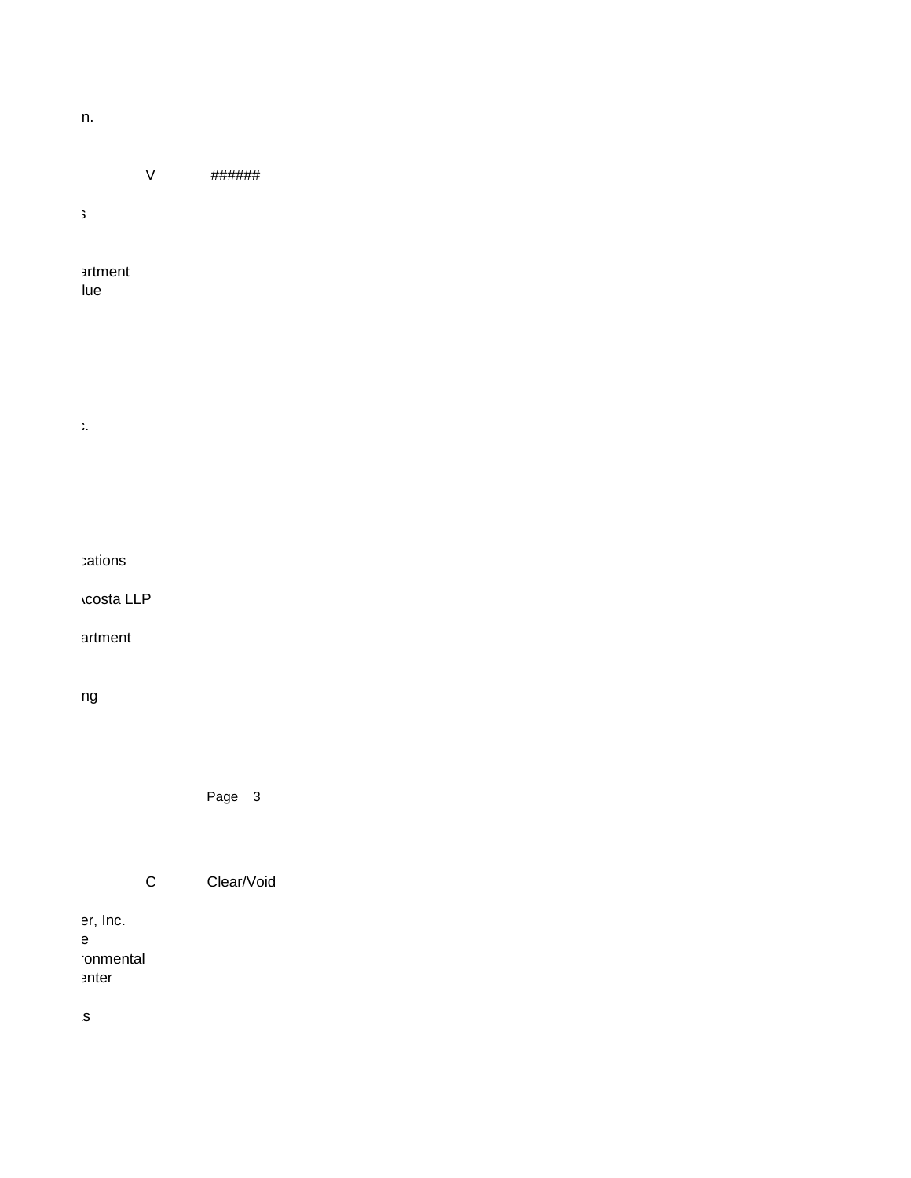n.

V ######

s

artment
lue

c.

cations

Acosta LLP

artment

ng

C Clear/Void

er, Inc.
e
ronmental
enter

s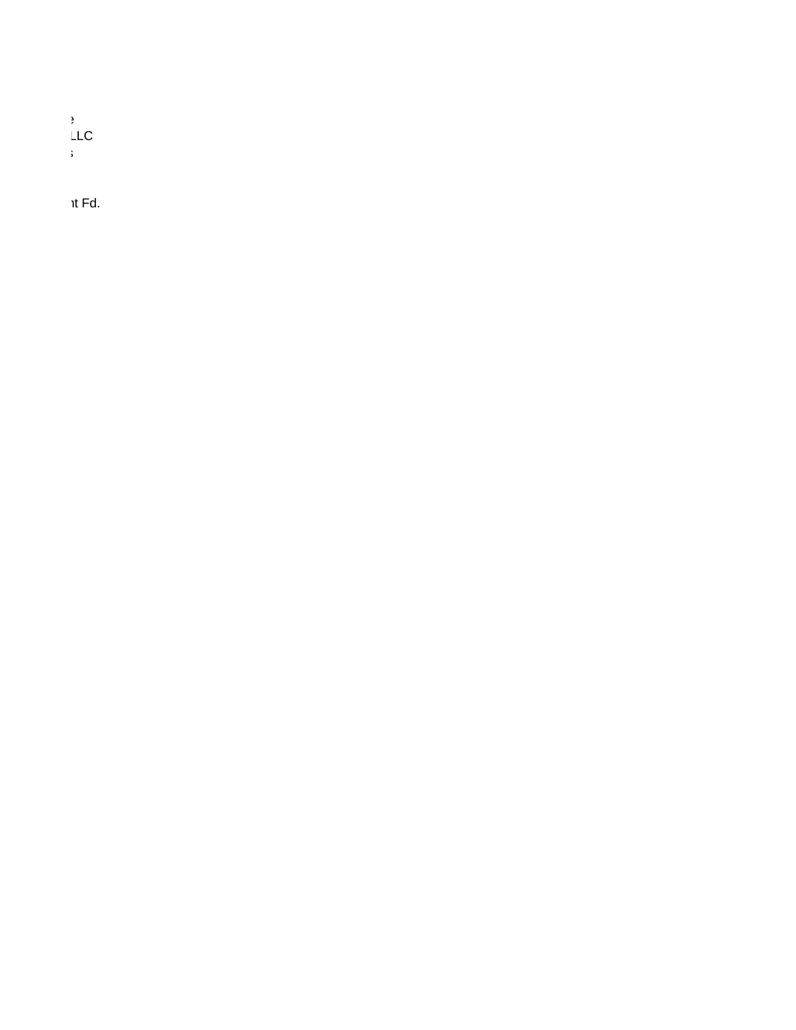e
LLC
s

nt Fd.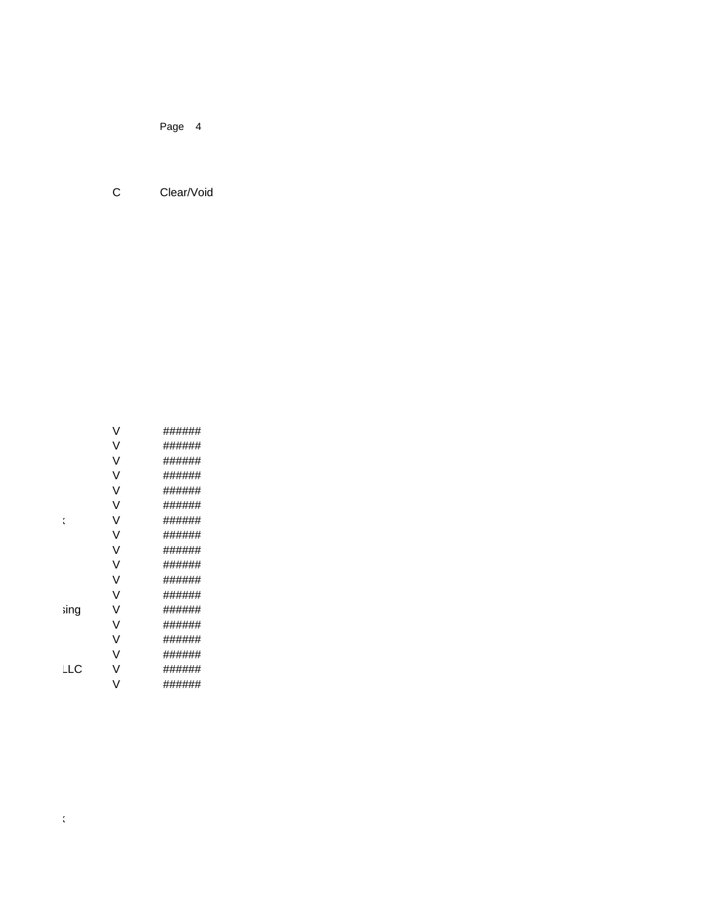Page 4

C Clear/Void

| | | |
|---|---|---|
| | V | ###### |
| | V | ###### |
| | V | ###### |
| | V | ###### |
| | V | ###### |
| | V | ###### |
| ( | V | ###### |
| | V | ###### |
| | V | ###### |
| | V | ###### |
| | V | ###### |
| | V | ###### |
| sing | V | ###### |
| | V | ###### |
| | V | ###### |
| | V | ###### |
| LLC | V | ###### |
| | V | ###### |

(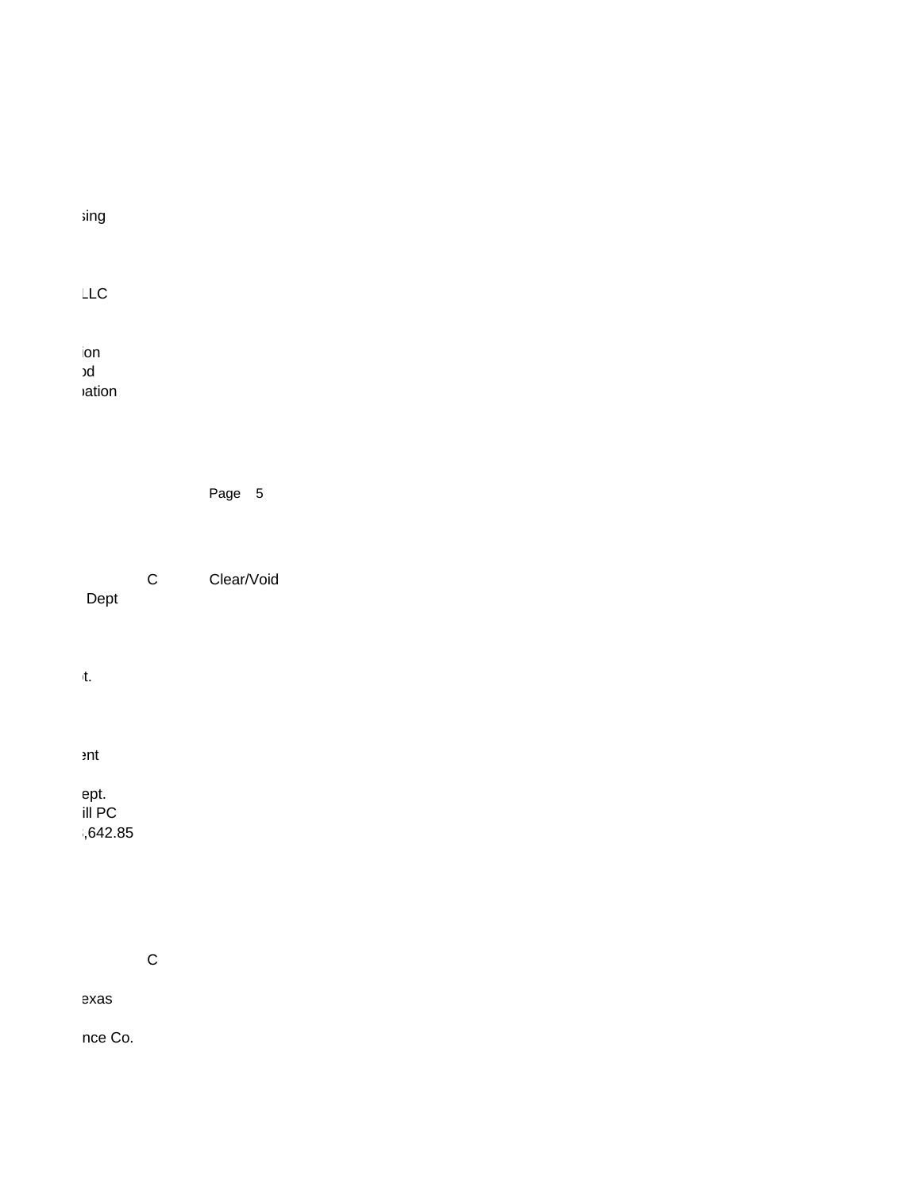sing

LLC

ion
od
pation

C Clear/Void
Dept

t.

ent

ept.
ill PC
,642.85

C

exas

nce Co.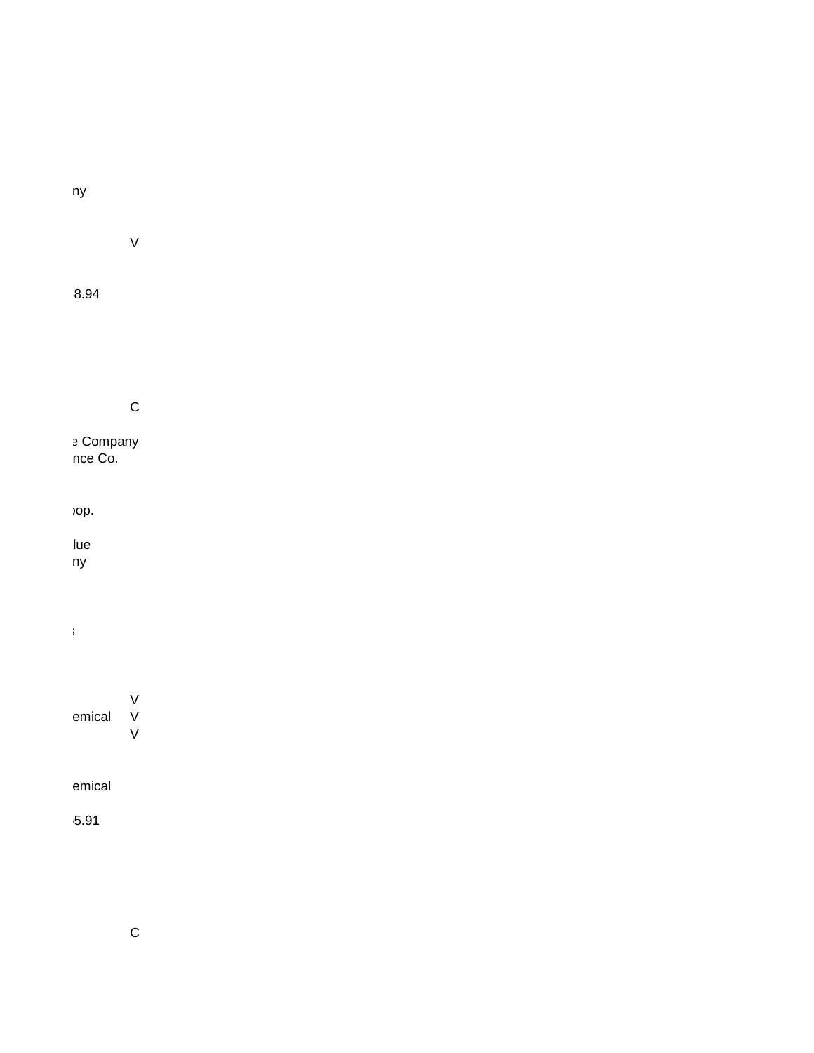ny

V

8.94

C

e Company
nce Co.

oop.

lue
ny

s

V
emical V
V

emical

5.91

C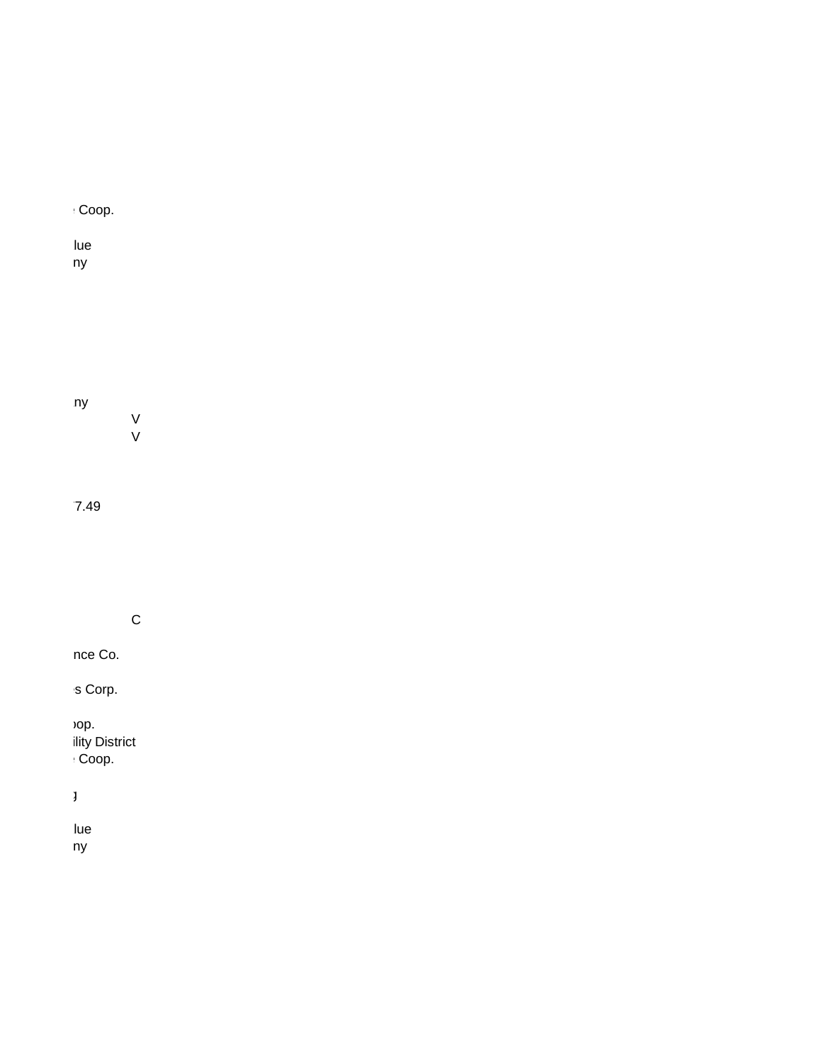Coop.

lue
ny

ny
V
V

7.49

C

nce Co.

s Corp.

oop.
ility District
Coop.

g

lue
ny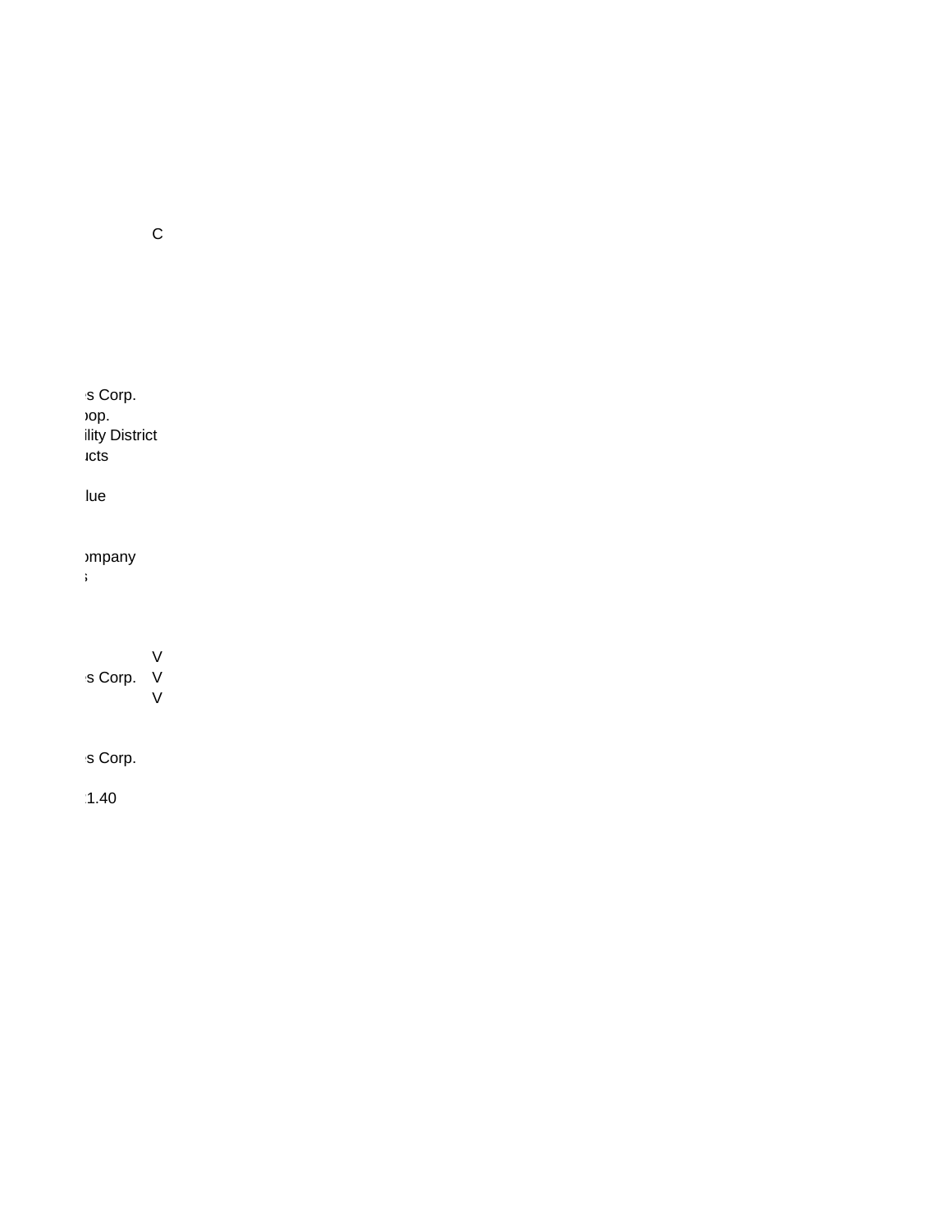C

s Corp.
oop.
ility District
ucts

lue

ompany
s

V
s Corp. V
V

s Corp.

1.40